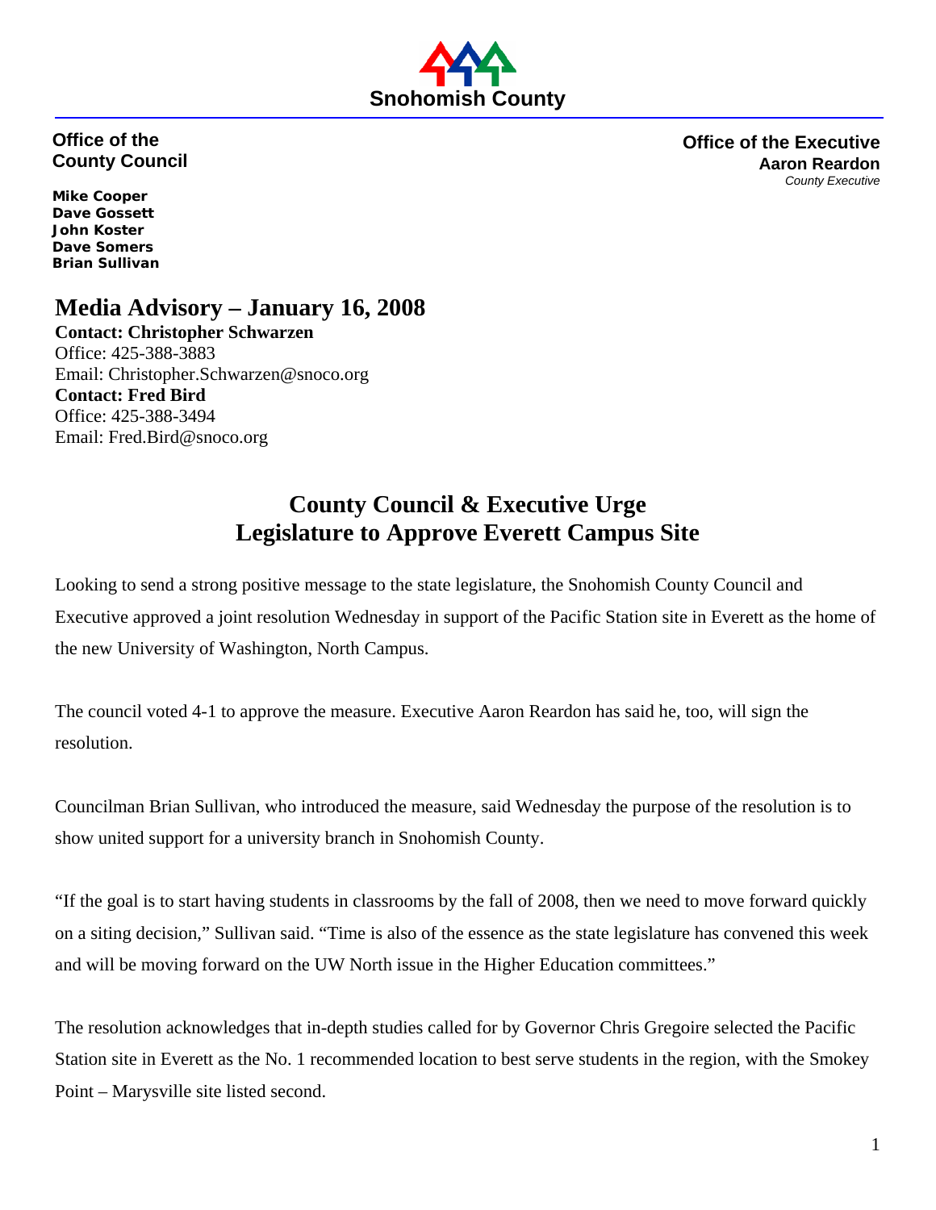**Snohomish County**

**Office of the County Council**

**Mike Cooper**
**Dave Gossett**
**John Koster**
**Dave Somers**
**Brian Sullivan**

**Office of the Executive**
**Aaron Reardon**
*County Executive*

# Media Advisory – January 16, 2008

**Contact: Christopher Schwarzen**
Office: 425-388-3883
Email: Christopher.Schwarzen@snoco.org
**Contact: Fred Bird**
Office: 425-388-3494
Email: Fred.Bird@snoco.org

## County Council & Executive Urge Legislature to Approve Everett Campus Site

Looking to send a strong positive message to the state legislature, the Snohomish County Council and Executive approved a joint resolution Wednesday in support of the Pacific Station site in Everett as the home of the new University of Washington, North Campus.

The council voted 4-1 to approve the measure. Executive Aaron Reardon has said he, too, will sign the resolution.

Councilman Brian Sullivan, who introduced the measure, said Wednesday the purpose of the resolution is to show united support for a university branch in Snohomish County.

"If the goal is to start having students in classrooms by the fall of 2008, then we need to move forward quickly on a siting decision," Sullivan said. "Time is also of the essence as the state legislature has convened this week and will be moving forward on the UW North issue in the Higher Education committees."

The resolution acknowledges that in-depth studies called for by Governor Chris Gregoire selected the Pacific Station site in Everett as the No. 1 recommended location to best serve students in the region, with the Smokey Point – Marysville site listed second.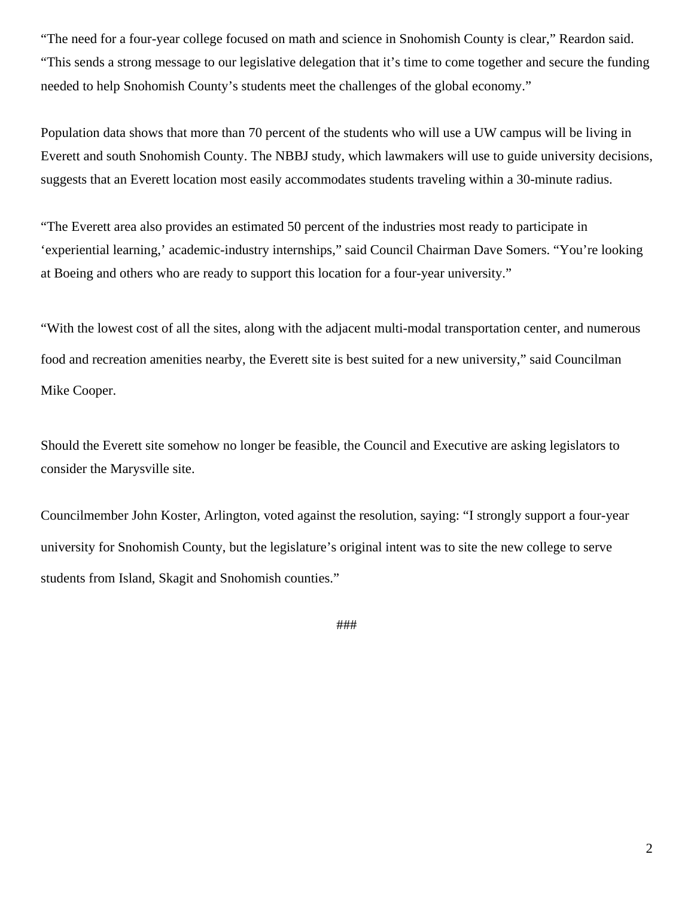"The need for a four-year college focused on math and science in Snohomish County is clear," Reardon said. "This sends a strong message to our legislative delegation that it's time to come together and secure the funding needed to help Snohomish County's students meet the challenges of the global economy."

Population data shows that more than 70 percent of the students who will use a UW campus will be living in Everett and south Snohomish County. The NBBJ study, which lawmakers will use to guide university decisions, suggests that an Everett location most easily accommodates students traveling within a 30-minute radius.

"The Everett area also provides an estimated 50 percent of the industries most ready to participate in 'experiential learning,' academic-industry internships," said Council Chairman Dave Somers. "You're looking at Boeing and others who are ready to support this location for a four-year university."

"With the lowest cost of all the sites, along with the adjacent multi-modal transportation center, and numerous food and recreation amenities nearby, the Everett site is best suited for a new university," said Councilman Mike Cooper.

Should the Everett site somehow no longer be feasible, the Council and Executive are asking legislators to consider the Marysville site.

Councilmember John Koster, Arlington, voted against the resolution, saying: "I strongly support a four-year university for Snohomish County, but the legislature's original intent was to site the new college to serve students from Island, Skagit and Snohomish counties."

###